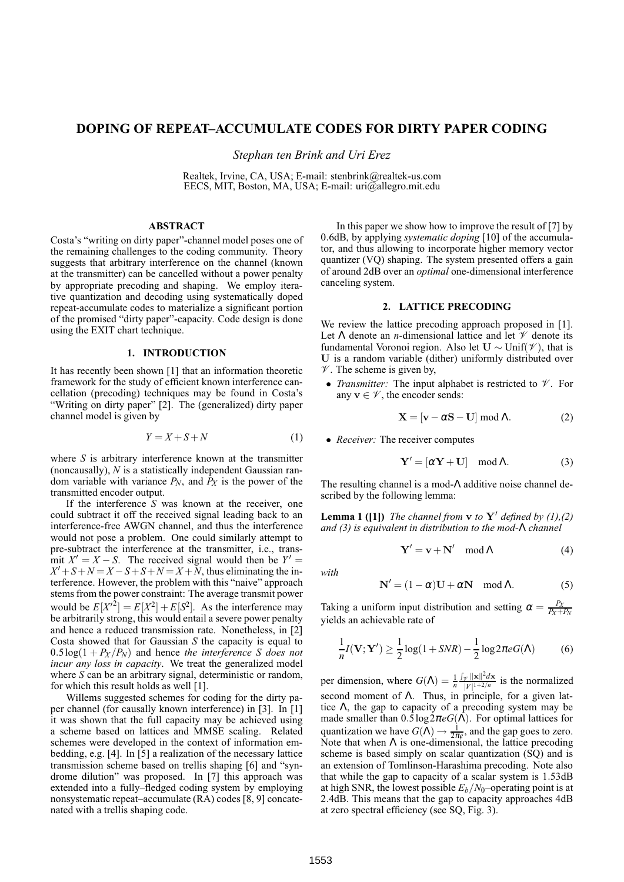# DOPING OF REPEAT–ACCUMULATE CODES FOR DIRTY PAPER CODING

*Stephan ten Brink and Uri Erez*

Realtek, Irvine, CA, USA; E-mail: stenbrink@realtek-us.com
EECS, MIT, Boston, MA, USA; E-mail: uri@allegro.mit.edu

## ABSTRACT

Costa's "writing on dirty paper"-channel model poses one of the remaining challenges to the coding community. Theory suggests that arbitrary interference on the channel (known at the transmitter) can be cancelled without a power penalty by appropriate precoding and shaping. We employ iterative quantization and decoding using systematically doped repeat-accumulate codes to materialize a significant portion of the promised "dirty paper"-capacity. Code design is done using the EXIT chart technique.

## 1. INTRODUCTION

It has recently been shown [1] that an information theoretic framework for the study of efficient known interference cancellation (precoding) techniques may be found in Costa's "Writing on dirty paper" [2]. The (generalized) dirty paper channel model is given by

$$Y = X + S + N \tag{1}$$

where $S$ is arbitrary interference known at the transmitter (noncausally), $N$ is a statistically independent Gaussian random variable with variance $P_N$, and $P_X$ is the power of the transmitted encoder output.

If the interference $S$ was known at the receiver, one could subtract it off the received signal leading back to an interference-free AWGN channel, and thus the interference would not pose a problem. One could similarly attempt to pre-subtract the interference at the transmitter, i.e., transmit $X' = X - S$. The received signal would then be $Y' = X' + S + N = X - S + S + N = X + N$, thus eliminating the interference. However, the problem with this "naive" approach stems from the power constraint: The average transmit power would be $E[X'^2] = E[X^2] + E[S^2]$. As the interference may be arbitrarily strong, this would entail a severe power penalty and hence a reduced transmission rate. Nonetheless, in [2] Costa showed that for Gaussian $S$ the capacity is equal to $0.5\log(1 + P_X/P_N)$ and hence *the interference S does not incur any loss in capacity*. We treat the generalized model where $S$ can be an arbitrary signal, deterministic or random, for which this result holds as well [1].

Willems suggested schemes for coding for the dirty paper channel (for causally known interference) in [3]. In [1] it was shown that the full capacity may be achieved using a scheme based on lattices and MMSE scaling. Related schemes were developed in the context of information embedding, e.g. [4]. In [5] a realization of the necessary lattice transmission scheme based on trellis shaping [6] and "syndrome dilution" was proposed. In [7] this approach was extended into a fully–fledged coding system by employing nonsystematic repeat–accumulate (RA) codes [8, 9] concatenated with a trellis shaping code.

In this paper we show how to improve the result of [7] by 0.6dB, by applying *systematic doping* [10] of the accumulator, and thus allowing to incorporate higher memory vector quantizer (VQ) shaping. The system presented offers a gain of around 2dB over an *optimal* one-dimensional interference canceling system.

## 2. LATTICE PRECODING

We review the lattice precoding approach proposed in [1]. Let $\Lambda$ denote an $n$-dimensional lattice and let $\mathscr{V}$ denote its fundamental Voronoi region. Also let $\mathbf{U} \sim \text{Unif}(\mathscr{V})$, that is $\mathbf{U}$ is a random variable (dither) uniformly distributed over $\mathscr{V}$. The scheme is given by,

- *Transmitter:* The input alphabet is restricted to $\mathscr{V}$. For any $\mathbf{v} \in \mathscr{V}$, the encoder sends:

$$\mathbf{X} = [\mathbf{v} - \alpha\mathbf{S} - \mathbf{U}] \bmod \Lambda. \tag{2}$$

- *Receiver:* The receiver computes

$$\mathbf{Y}' = [\alpha\mathbf{Y} + \mathbf{U}] \quad \bmod \Lambda. \tag{3}$$

The resulting channel is a mod-$\Lambda$ additive noise channel described by the following lemma:

**Lemma 1 ([1])** *The channel from* $\mathbf{v}$ *to* $\mathbf{Y}'$ *defined by (1),(2) and (3) is equivalent in distribution to the mod-*$\Lambda$ *channel*

$$\mathbf{Y}' = \mathbf{v} + \mathbf{N}' \quad \bmod \Lambda \tag{4}$$

*with*

$$\mathbf{N}' = (1 - \alpha)\mathbf{U} + \alpha\mathbf{N} \quad \bmod \Lambda. \tag{5}$$

Taking a uniform input distribution and setting $\alpha = \frac{P_X}{P_X + P_N}$ yields an achievable rate of

$$\frac{1}{n} I(\mathbf{V}; \mathbf{Y}') \geq \frac{1}{2}\log(1 + SNR) - \frac{1}{2}\log 2\pi e G(\Lambda) \tag{6}$$

per dimension, where $G(\Lambda) = \frac{1}{n}\frac{\int_{\mathscr{V}} \|\mathbf{x}\|^2 d\mathbf{x}}{|V|^{1+2/n}}$ is the normalized second moment of $\Lambda$. Thus, in principle, for a given lattice $\Lambda$, the gap to capacity of a precoding system may be made smaller than $0.5\log 2\pi e G(\Lambda)$. For optimal lattices for quantization we have $G(\Lambda) \to \frac{1}{2\pi e}$, and the gap goes to zero. Note that when $\Lambda$ is one-dimensional, the lattice precoding scheme is based simply on scalar quantization (SQ) and is an extension of Tomlinson-Harashima precoding. Note also that while the gap to capacity of a scalar system is 1.53dB at high SNR, the lowest possible $E_b/N_0$–operating point is at 2.4dB. This means that the gap to capacity approaches 4dB at zero spectral efficiency (see SQ, Fig. 3).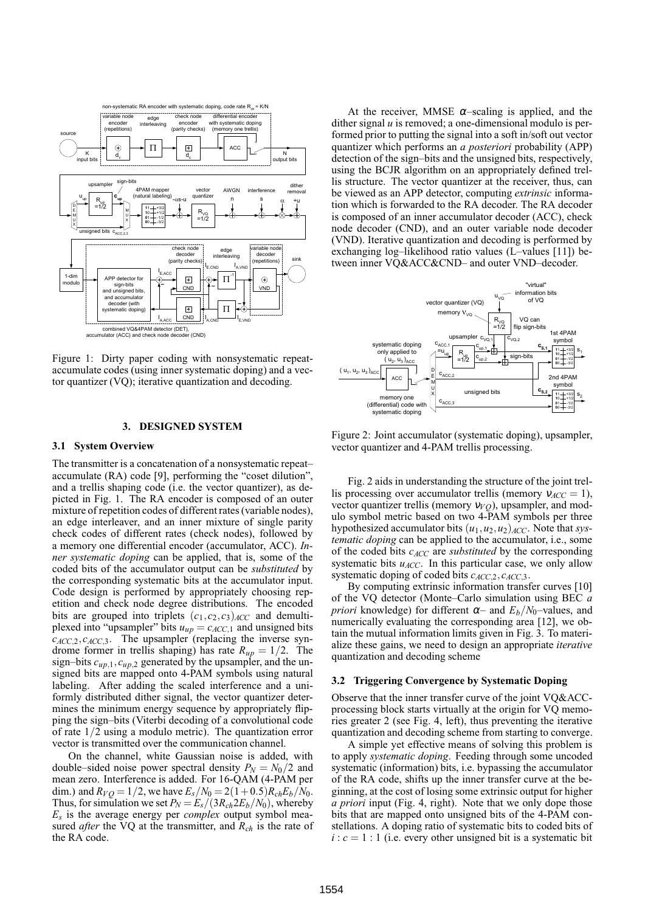Figure 1: Dirty paper coding with nonsystematic repeat-accumulate codes (using inner systematic doping) and a vector quantizer (VQ); iterative quantization and decoding.

## 3. DESIGNED SYSTEM

### 3.1 System Overview

The transmitter is a concatenation of a nonsystematic repeat–accumulate (RA) code [9], performing the "coset dilution", and a trellis shaping code (i.e. the vector quantizer), as depicted in Fig. 1. The RA encoder is composed of an outer mixture of repetition codes of different rates (variable nodes), an edge interleaver, and an inner mixture of single parity check codes of different rates (check nodes), followed by a memory one differential encoder (accumulator, ACC). *Inner systematic doping* can be applied, that is, some of the coded bits of the accumulator output can be *substituted* by the corresponding systematic bits at the accumulator input. Code design is performed by appropriately choosing repetition and check node degree distributions. The encoded bits are grouped into triplets $(c_1, c_2, c_3)_{ACC}$ and demultiplexed into "upsampler" bits $u_{up} = c_{ACC,1}$ and unsigned bits $c_{ACC,2}, c_{ACC,3}$. The upsampler (replacing the inverse syndrome former in trellis shaping) has rate $R_{up} = 1/2$. The sign–bits $c_{up,1}, c_{up,2}$ generated by the upsampler, and the unsigned bits are mapped onto 4-PAM symbols using natural labeling. After adding the scaled interference and a uniformly distributed dither signal, the vector quantizer determines the minimum energy sequence by appropriately flipping the sign–bits (Viterbi decoding of a convolutional code of rate $1/2$ using a modulo metric). The quantization error vector is transmitted over the communication channel.

On the channel, white Gaussian noise is added, with double–sided noise power spectral density $P_N = N_0/2$ and mean zero. Interference is added. For 16-QAM (4-PAM per dim.) and $R_{VQ} = 1/2$, we have $E_s/N_0 = 2(1+0.5)R_{ch}E_b/N_0$. Thus, for simulation we set $P_N = E_s/(3R_{ch}2E_b/N_0)$, whereby $E_s$ is the average energy per *complex* output symbol measured *after* the VQ at the transmitter, and $R_{ch}$ is the rate of the RA code.

At the receiver, MMSE $\alpha$–scaling is applied, and the dither signal $u$ is removed; a one-dimensional modulo is performed prior to putting the signal into a soft in/soft out vector quantizer which performs an *a posteriori* probability (APP) detection of the sign–bits and the unsigned bits, respectively, using the BCJR algorithm on an appropriately defined trellis structure. The vector quantizer at the receiver, thus, can be viewed as an APP detector, computing *extrinsic* information which is forwarded to the RA decoder. The RA decoder is composed of an inner accumulator decoder (ACC), check node decoder (CND), and an outer variable node decoder (VND). Iterative quantization and decoding is performed by exchanging log–likelihood ratio values (L–values [11]) between inner VQ&ACC&CND– and outer VND–decoder.

Figure 2: Joint accumulator (systematic doping), upsampler, vector quantizer and 4-PAM trellis processing.

Fig. 2 aids in understanding the structure of the joint trellis processing over accumulator trellis (memory $\nu_{ACC} = 1$), vector quantizer trellis (memory $\nu_{VQ}$), upsampler, and modulo symbol metric based on two 4-PAM symbols per three hypothesized accumulator bits $(u_1, u_2, u_2)_{ACC}$. Note that *systematic doping* can be applied to the accumulator, i.e., some of the coded bits $c_{ACC}$ are *substituted* by the corresponding systematic bits $u_{ACC}$. In this particular case, we only allow systematic doping of coded bits $c_{ACC,2}, c_{ACC,3}$.

By computing extrinsic information transfer curves [10] of the VQ detector (Monte–Carlo simulation using BEC *a priori* knowledge) for different $\alpha$– and $E_b/N_0$–values, and numerically evaluating the corresponding area [12], we obtain the mutual information limits given in Fig. 3. To materialize these gains, we need to design an appropriate *iterative* quantization and decoding scheme

### 3.2 Triggering Convergence by Systematic Doping

Observe that the inner transfer curve of the joint VQ&ACC-processing block starts virtually at the origin for VQ memories greater 2 (see Fig. 4, left), thus preventing the iterative quantization and decoding scheme from starting to converge.

A simple yet effective means of solving this problem is to apply *systematic doping*. Feeding through some uncoded systematic (information) bits, i.e. bypassing the accumulator of the RA code, shifts up the inner transfer curve at the beginning, at the cost of losing some extrinsic output for higher *a priori* input (Fig. 4, right). Note that we only dope those bits that are mapped onto unsigned bits of the 4-PAM constellations. A doping ratio of systematic bits to coded bits of $i : c = 1 : 1$ (i.e. every other unsigned bit is a systematic bit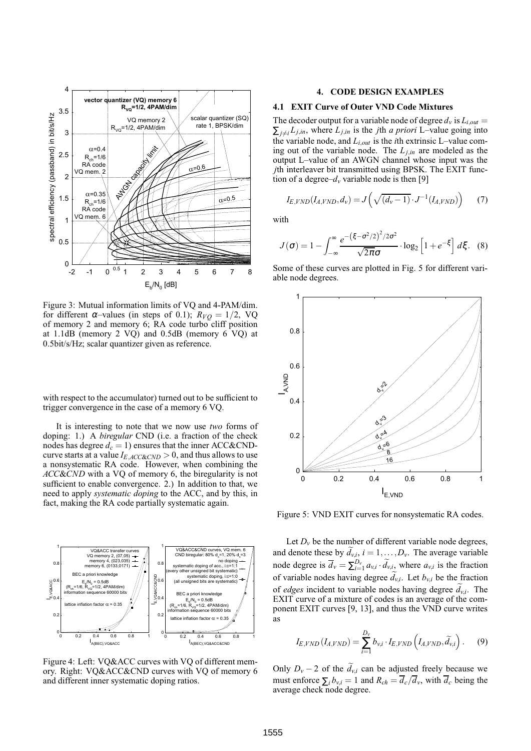Figure 3: Mutual information limits of VQ and 4-PAM/dim. for different $\alpha$–values (in steps of 0.1); $R_{VQ} = 1/2$, VQ of memory 2 and memory 6; RA code turbo cliff position at 1.1dB (memory 2 VQ) and 0.5dB (memory 6 VQ) at 0.5bit/s/Hz; scalar quantizer given as reference.

with respect to the accumulator) turned out to be sufficient to trigger convergence in the case of a memory 6 VQ.

It is interesting to note that we now use *two* forms of doping: 1.) A *biregular* CND (i.e. a fraction of the check nodes has degree $d_c = 1$) ensures that the inner ACC&CND-curve starts at a value $I_{E,ACC\&CND} > 0$, and thus allows to use a nonsystematic RA code. However, when combining the *ACC&CND* with a VQ of memory 6, the biregularity is not sufficient to enable convergence. 2.) In addition to that, we need to apply *systematic doping* to the ACC, and by this, in fact, making the RA code partially systematic again.

Figure 4: Left: VQ&ACC curves with VQ of different memory. Right: VQ&ACC&CND curves with VQ of memory 6 and different inner systematic doping ratios.

## 4. CODE DESIGN EXAMPLES

### 4.1 EXIT Curve of Outer VND Code Mixtures

The decoder output for a variable node of degree $d_v$ is $L_{i,out} = \sum_{j \neq i} L_{j,in}$, where $L_{j,in}$ is the $j$th *a priori* L–value going into the variable node, and $L_{i,out}$ is the $i$th extrinsic L–value coming out of the variable node. The $L_{j,in}$ are modeled as the output L–value of an AWGN channel whose input was the $j$th interleaver bit transmitted using BPSK. The EXIT function of a degree–$d_v$ variable node is then [9]

$$I_{E,VND}(I_{A,VND}, d_v) = J\left(\sqrt{(d_v - 1)} \cdot J^{-1}(I_{A,VND})\right) \quad (7)$$

with

$$J(\sigma) = 1 - \int_{-\infty}^{\infty} \frac{e^{-\left(\xi - \sigma^2/2\right)^2/2\sigma^2}}{\sqrt{2\pi}\sigma} \cdot \log_2\left[1 + e^{-\xi}\right] d\xi. \quad (8)$$

Some of these curves are plotted in Fig. 5 for different variable node degrees.

Figure 5: VND EXIT curves for nonsystematic RA codes.

Let $D_v$ be the number of different variable node degrees, and denote these by $\widetilde{d}_{v,i}$, $i = 1, \ldots, D_v$. The average variable node degree is $\overline{d}_v = \sum_{i=1}^{D_v} a_{v,i} \cdot \widetilde{d}_{v,i}$, where $a_{v,i}$ is the fraction of variable nodes having degree $\widetilde{d}_{v,i}$. Let $b_{v,i}$ be the fraction of *edges* incident to variable nodes having degree $\widetilde{d}_{v,i}$. The EXIT curve of a mixture of codes is an average of the component EXIT curves [9, 13], and thus the VND curve writes as

$$I_{E,VND}(I_{A,VND}) = \sum_{i=1}^{D_v} b_{v,i} \cdot I_{E,VND}\left(I_{A,VND}, \widetilde{d}_{v,i}\right). \quad (9)$$

Only $D_v - 2$ of the $\widetilde{d}_{v,i}$ can be adjusted freely because we must enforce $\sum_i b_{v,i} = 1$ and $R_{ch} = \overline{d}_c / \overline{d}_v$, with $\overline{d}_c$ being the average check node degree.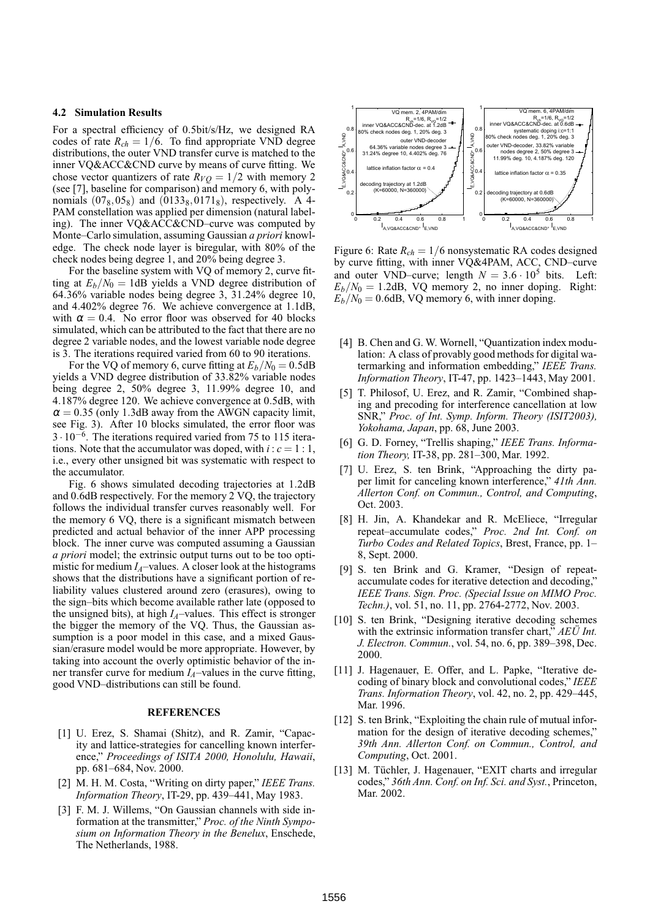### 4.2 Simulation Results

For a spectral efficiency of 0.5bit/s/Hz, we designed RA codes of rate $R_{ch} = 1/6$. To find appropriate VND degree distributions, the outer VND transfer curve is matched to the inner VQ&ACC&CND curve by means of curve fitting. We chose vector quantizers of rate $R_{VQ} = 1/2$ with memory 2 (see [7], baseline for comparison) and memory 6, with polynomials $(07_8, 05_8)$ and $(0133_8, 0171_8)$, respectively. A 4-PAM constellation was applied per dimension (natural labeling). The inner VQ&ACC&CND–curve was computed by Monte–Carlo simulation, assuming Gaussian *a priori* knowledge. The check node layer is biregular, with 80% of the check nodes being degree 1, and 20% being degree 3.

For the baseline system with VQ of memory 2, curve fitting at $E_b/N_0 = 1$dB yields a VND degree distribution of 64.36% variable nodes being degree 3, 31.24% degree 10, and 4.402% degree 76. We achieve convergence at 1.1dB, with $\alpha = 0.4$. No error floor was observed for 40 blocks simulated, which can be attributed to the fact that there are no degree 2 variable nodes, and the lowest variable node degree is 3. The iterations required varied from 60 to 90 iterations.

For the VQ of memory 6, curve fitting at $E_b/N_0 = 0.5$dB yields a VND degree distribution of 33.82% variable nodes being degree 2, 50% degree 3, 11.99% degree 10, and 4.187% degree 120. We achieve convergence at 0.5dB, with $\alpha = 0.35$ (only 1.3dB away from the AWGN capacity limit, see Fig. 3). After 10 blocks simulated, the error floor was $3 \cdot 10^{-6}$. The iterations required varied from 75 to 115 iterations. Note that the accumulator was doped, with $i : c = 1 : 1$, i.e., every other unsigned bit was systematic with respect to the accumulator.

Fig. 6 shows simulated decoding trajectories at 1.2dB and 0.6dB respectively. For the memory 2 VQ, the trajectory follows the individual transfer curves reasonably well. For the memory 6 VQ, there is a significant mismatch between predicted and actual behavior of the inner APP processing block. The inner curve was computed assuming a Gaussian *a priori* model; the extrinsic output turns out to be too optimistic for medium $I_A$–values. A closer look at the histograms shows that the distributions have a significant portion of reliability values clustered around zero (erasures), owing to the sign–bits which become available rather late (opposed to the unsigned bits), at high $I_A$–values. This effect is stronger the bigger the memory of the VQ. Thus, the Gaussian assumption is a poor model in this case, and a mixed Gaussian/erasure model would be more appropriate. However, by taking into account the overly optimistic behavior of the inner transfer curve for medium $I_A$–values in the curve fitting, good VND–distributions can still be found.

Left plot:
VQ mem. 2, 4PAM/dim
$R_{ch}$=1/6, $R_{VQ}$=1/2
inner VQ&ACC&CND-dec. at 1.2dB
80% check nodes deg. 1, 20% deg. 3
outer VND-decoder
64.36% variable nodes degree 3
31.24% degree 10, 4.402% deg. 76
lattice inflation factor α = 0.4
decoding trajectory at 1.2dB
(K=60000, N=360000)
$I_{E,VQ\&ACC\&CND}$, $I_{A,VND}$
$I_{A,VQ\&ACC\&CND}$, $I_{E,VND}$
0, 0.2, 0.4, 0.6, 0.8, 1

Right plot:
VQ mem. 6, 4PAM/dim
$R_{ch}$=1/6, $R_{VQ}$=1/2
inner VQ&ACC&CND-dec. at 0.6dB
systematic doping i:c=1:1
80% check nodes deg. 1, 20% deg. 3
outer VND-decoder, 33.82% variable
nodes degree 2, 50% degree 3
11.99% deg. 10, 4.187% deg. 120
lattice inflation factor α = 0.35
decoding trajectory at 0.6dB
(K=60000, N=360000)
$I_{E,VQ\&ACC\&CND}$, $I_{A,VND}$
$I_{A,VQ\&ACC\&CND}$, $I_{E,VND}$
0, 0.2, 0.4, 0.6, 0.8, 1

Figure 6: Rate $R_{ch} = 1/6$ nonsystematic RA codes designed by curve fitting, with inner VQ&4PAM, ACC, CND–curve and outer VND–curve; length $N = 3.6 \cdot 10^5$ bits. Left: $E_b/N_0 = 1.2$dB, VQ memory 2, no inner doping. Right: $E_b/N_0 = 0.6$dB, VQ memory 6, with inner doping.

### REFERENCES

[1] U. Erez, S. Shamai (Shitz), and R. Zamir, "Capacity and lattice-strategies for cancelling known interference," *Proceedings of ISITA 2000, Honolulu, Hawaii*, pp. 681–684, Nov. 2000.

[2] M. H. M. Costa, "Writing on dirty paper," *IEEE Trans. Information Theory*, IT-29, pp. 439–441, May 1983.

[3] F. M. J. Willems, "On Gaussian channels with side information at the transmitter," *Proc. of the Ninth Symposium on Information Theory in the Benelux*, Enschede, The Netherlands, 1988.

[4] B. Chen and G. W. Wornell, "Quantization index modulation: A class of provably good methods for digital watermarking and information embedding," *IEEE Trans. Information Theory*, IT-47, pp. 1423–1443, May 2001.

[5] T. Philosof, U. Erez, and R. Zamir, "Combined shaping and precoding for interference cancellation at low SNR," *Proc. of Int. Symp. Inform. Theory (ISIT2003), Yokohama, Japan*, pp. 68, June 2003.

[6] G. D. Forney, "Trellis shaping," *IEEE Trans. Information Theory,* IT-38, pp. 281–300, Mar. 1992.

[7] U. Erez, S. ten Brink, "Approaching the dirty paper limit for canceling known interference," *41th Ann. Allerton Conf. on Commun., Control, and Computing*, Oct. 2003.

[8] H. Jin, A. Khandekar and R. McEliece, "Irregular repeat–accumulate codes," *Proc. 2nd Int. Conf. on Turbo Codes and Related Topics*, Brest, France, pp. 1–8, Sept. 2000.

[9] S. ten Brink and G. Kramer, "Design of repeat-accumulate codes for iterative detection and decoding," *IEEE Trans. Sign. Proc. (Special Issue on MIMO Proc. Techn.)*, vol. 51, no. 11, pp. 2764-2772, Nov. 2003.

[10] S. ten Brink, "Designing iterative decoding schemes with the extrinsic information transfer chart," *AEÜ Int. J. Electron. Commun.*, vol. 54, no. 6, pp. 389–398, Dec. 2000.

[11] J. Hagenauer, E. Offer, and L. Papke, "Iterative decoding of binary block and convolutional codes," *IEEE Trans. Information Theory*, vol. 42, no. 2, pp. 429–445, Mar. 1996.

[12] S. ten Brink, "Exploiting the chain rule of mutual information for the design of iterative decoding schemes," *39th Ann. Allerton Conf. on Commun., Control, and Computing*, Oct. 2001.

[13] M. Tüchler, J. Hagenauer, "EXIT charts and irregular codes," *36th Ann. Conf. on Inf. Sci. and Syst.*, Princeton, Mar. 2002.